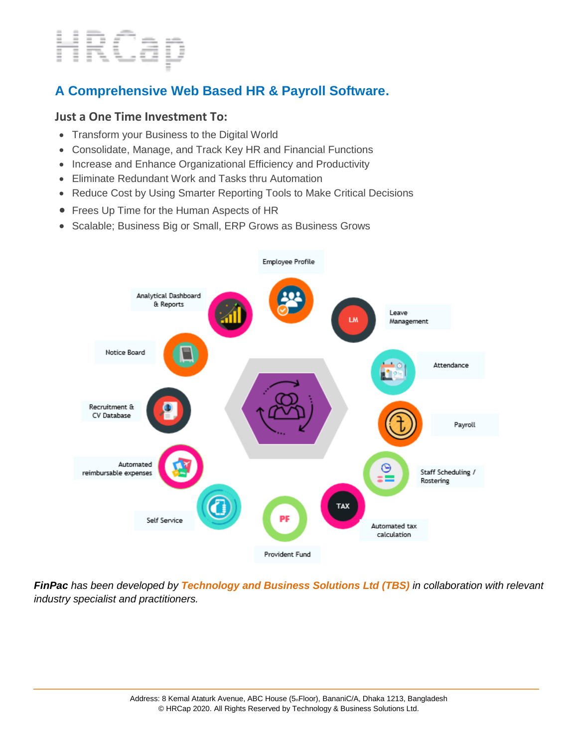# HRCap

## A Comprehensive Web Based HR & Payroll Software.

### Just a One Time Investment To:

- Transform your Business to the Digital World
- Consolidate, Manage, and Track Key HR and Financial Functions
- Increase and Enhance Organizational Efficiency and Productivity
- Eliminate Redundant Work and Tasks thru Automation
- Reduce Cost by Using Smarter Reporting Tools to Make Critical Decisions
- Frees Up Time for the Human Aspects of HR
- Scalable; Business Big or Small, ERP Grows as Business Grows

Employee Profile

Leave Management

Attendance

Payroll

Staff Scheduling / Rostering

Automated tax calculation

Provident Fund

Self Service

Automated reimbursable expenses

Recruitment & CV Database

Notice Board

Analytical Dashboard & Reports

***FinPac** has been developed by **Technology and Business Solutions Ltd (TBS)** in collaboration with relevant industry specialist and practitioners.*

Address: 8 Kemal Ataturk Avenue, ABC House (5th Floor), BananiC/A, Dhaka 1213, Bangladesh
© HRCap 2020. All Rights Reserved by Technology & Business Solutions Ltd.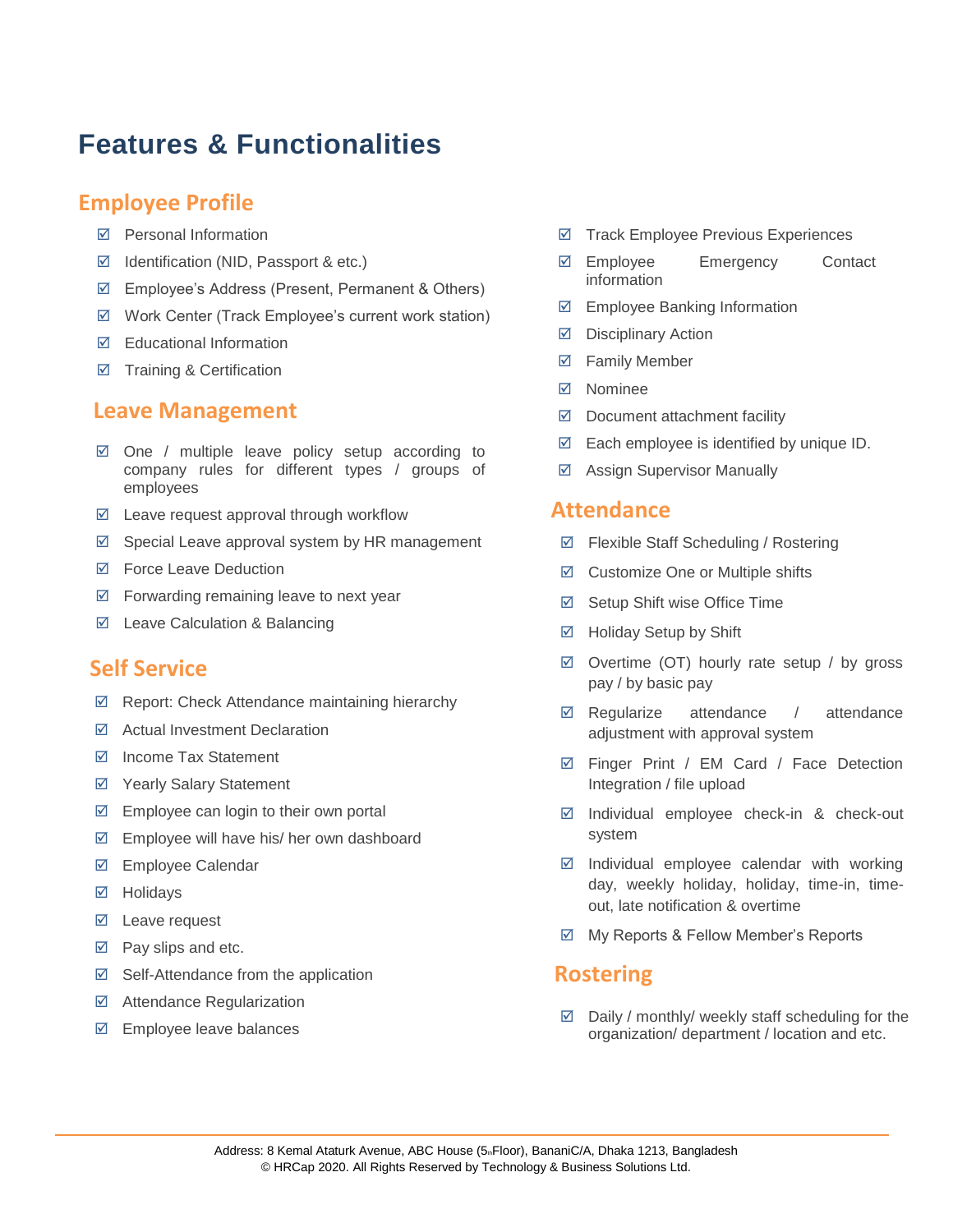# Features & Functionalities

## Employee Profile

- ☑ Personal Information
- ☑ Identification (NID, Passport & etc.)
- ☑ Employee's Address (Present, Permanent & Others)
- ☑ Work Center (Track Employee's current work station)
- ☑ Educational Information
- ☑ Training & Certification
- ☑ Track Employee Previous Experiences
- ☑ Employee Emergency Contact information
- ☑ Employee Banking Information
- ☑ Disciplinary Action
- ☑ Family Member
- ☑ Nominee
- ☑ Document attachment facility
- ☑ Each employee is identified by unique ID.
- ☑ Assign Supervisor Manually

## Leave Management

- ☑ One / multiple leave policy setup according to company rules for different types / groups of employees
- ☑ Leave request approval through workflow
- ☑ Special Leave approval system by HR management
- ☑ Force Leave Deduction
- ☑ Forwarding remaining leave to next year
- ☑ Leave Calculation & Balancing

## Self Service

- ☑ Report: Check Attendance maintaining hierarchy
- ☑ Actual Investment Declaration
- ☑ Income Tax Statement
- ☑ Yearly Salary Statement
- ☑ Employee can login to their own portal
- ☑ Employee will have his/ her own dashboard
- ☑ Employee Calendar
- ☑ Holidays
- ☑ Leave request
- ☑ Pay slips and etc.
- ☑ Self-Attendance from the application
- ☑ Attendance Regularization
- ☑ Employee leave balances

## Attendance

- ☑ Flexible Staff Scheduling / Rostering
- ☑ Customize One or Multiple shifts
- ☑ Setup Shift wise Office Time
- ☑ Holiday Setup by Shift
- ☑ Overtime (OT) hourly rate setup / by gross pay / by basic pay
- ☑ Regularize attendance / attendance adjustment with approval system
- ☑ Finger Print / EM Card / Face Detection Integration / file upload
- ☑ Individual employee check-in & check-out system
- ☑ Individual employee calendar with working day, weekly holiday, holiday, time-in, time-out, late notification & overtime
- ☑ My Reports & Fellow Member's Reports

## Rostering

- ☑ Daily / monthly/ weekly staff scheduling for the organization/ department / location and etc.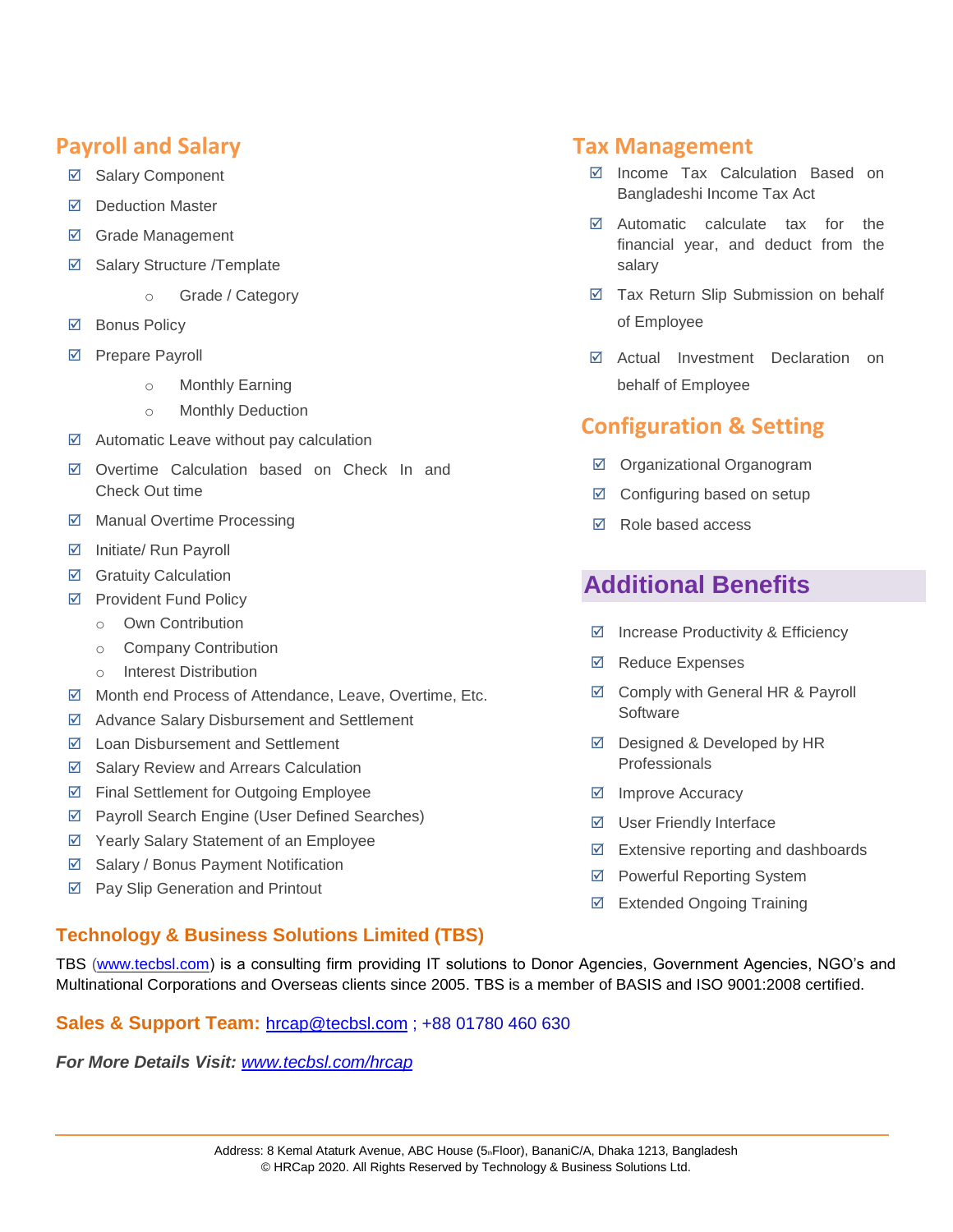## Payroll and Salary

- ☑ Salary Component
- ☑ Deduction Master
- ☑ Grade Management
- ☑ Salary Structure /Template
    - Grade / Category
- ☑ Bonus Policy
- ☑ Prepare Payroll
    - Monthly Earning
    - Monthly Deduction
- ☑ Automatic Leave without pay calculation
- ☑ Overtime Calculation based on Check In and Check Out time
- ☑ Manual Overtime Processing
- ☑ Initiate/ Run Payroll
- ☑ Gratuity Calculation
- ☑ Provident Fund Policy
    - Own Contribution
    - Company Contribution
    - Interest Distribution
- ☑ Month end Process of Attendance, Leave, Overtime, Etc.
- ☑ Advance Salary Disbursement and Settlement
- ☑ Loan Disbursement and Settlement
- ☑ Salary Review and Arrears Calculation
- ☑ Final Settlement for Outgoing Employee
- ☑ Payroll Search Engine (User Defined Searches)
- ☑ Yearly Salary Statement of an Employee
- ☑ Salary / Bonus Payment Notification
- ☑ Pay Slip Generation and Printout

## Tax Management

- ☑ Income Tax Calculation Based on Bangladeshi Income Tax Act
- ☑ Automatic calculate tax for the financial year, and deduct from the salary
- ☑ Tax Return Slip Submission on behalf of Employee
- ☑ Actual Investment Declaration on behalf of Employee

## Configuration & Setting

- ☑ Organizational Organogram
- ☑ Configuring based on setup
- ☑ Role based access

## Additional Benefits

- ☑ Increase Productivity & Efficiency
- ☑ Reduce Expenses
- ☑ Comply with General HR & Payroll Software
- ☑ Designed & Developed by HR Professionals
- ☑ Improve Accuracy
- ☑ User Friendly Interface
- ☑ Extensive reporting and dashboards
- ☑ Powerful Reporting System
- ☑ Extended Ongoing Training

### Technology & Business Solutions Limited (TBS)

TBS (www.tecbsl.com) is a consulting firm providing IT solutions to Donor Agencies, Government Agencies, NGO's and Multinational Corporations and Overseas clients since 2005. TBS is a member of BASIS and ISO 9001:2008 certified.

**Sales & Support Team:** hrcap@tecbsl.com ; +88 01780 460 630

***For More Details Visit:*** *www.tecbsl.com/hrcap*

Address: 8 Kemal Ataturk Avenue, ABC House (5th Floor), BananiC/A, Dhaka 1213, Bangladesh
© HRCap 2020. All Rights Reserved by Technology & Business Solutions Ltd.